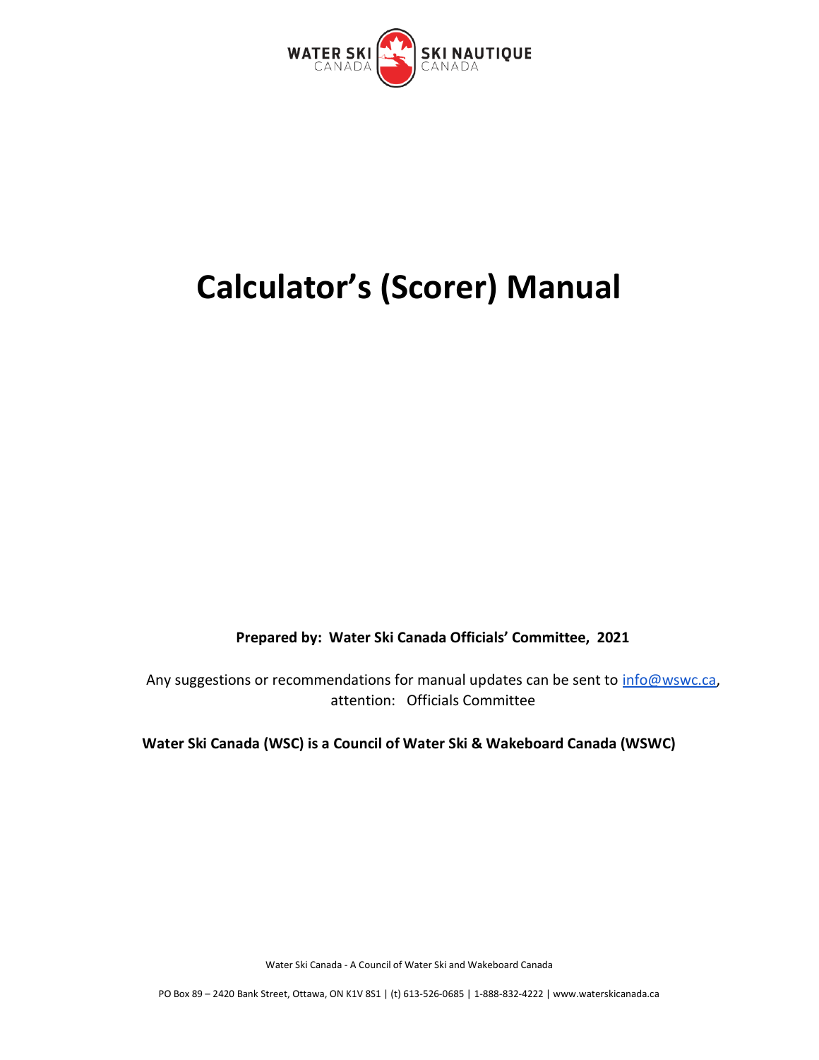WATER SKI CANADA | SKI NAUTIQUE CANADA

# Calculator's (Scorer) Manual

**Prepared by: Water Ski Canada Officials' Committee, 2021**

Any suggestions or recommendations for manual updates can be sent to info@wswc.ca, attention: Officials Committee

**Water Ski Canada (WSC) is a Council of Water Ski & Wakeboard Canada (WSWC)**

Water Ski Canada - A Council of Water Ski and Wakeboard Canada

PO Box 89 – 2420 Bank Street, Ottawa, ON K1V 8S1 | (t) 613-526-0685 | 1-888-832-4222 | www.waterskicanada.ca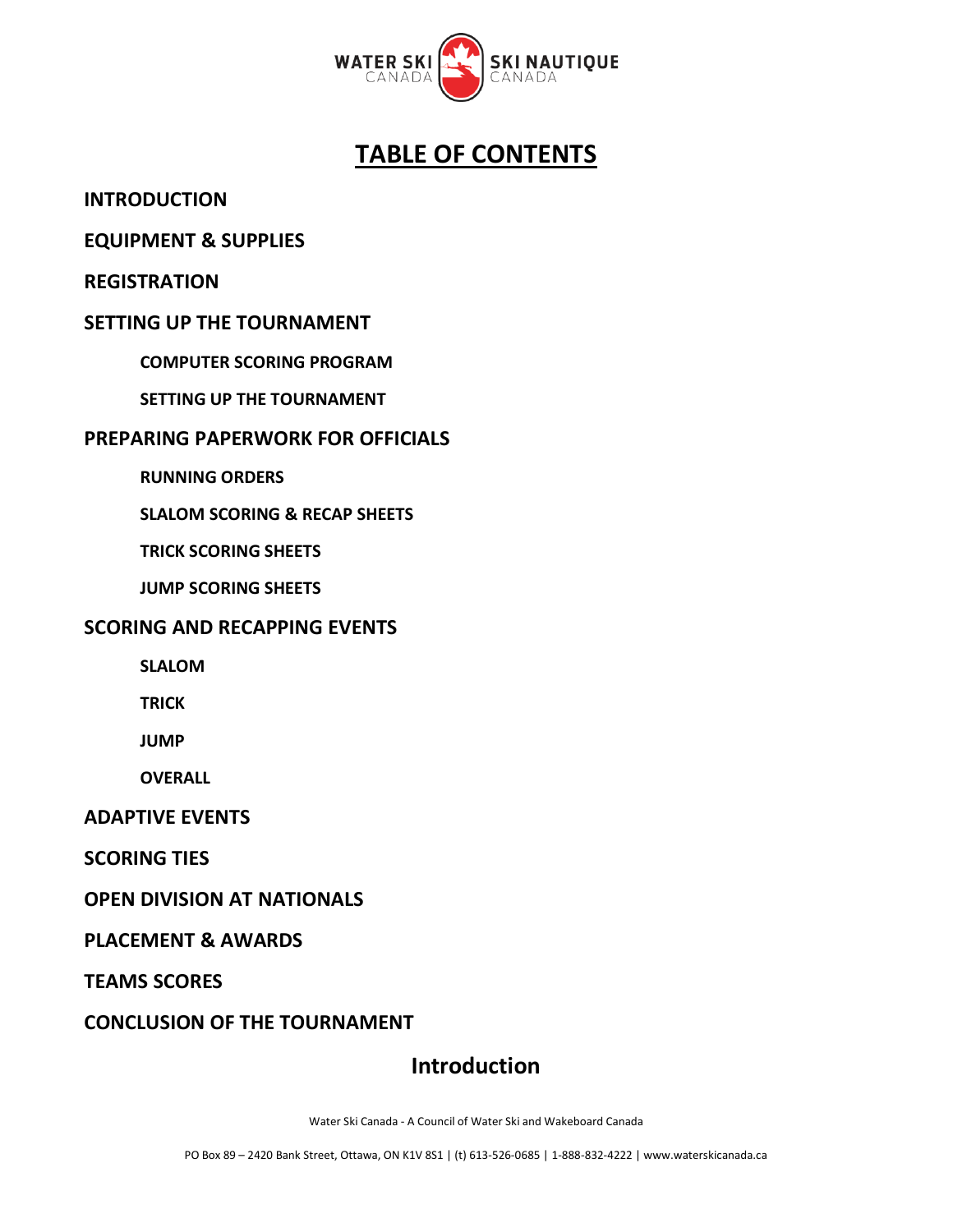# TABLE OF CONTENTS

**INTRODUCTION**

**EQUIPMENT & SUPPLIES**

**REGISTRATION**

**SETTING UP THE TOURNAMENT**

- **COMPUTER SCORING PROGRAM**
- **SETTING UP THE TOURNAMENT**

**PREPARING PAPERWORK FOR OFFICIALS**

- **RUNNING ORDERS**
- **SLALOM SCORING & RECAP SHEETS**
- **TRICK SCORING SHEETS**
- **JUMP SCORING SHEETS**

**SCORING AND RECAPPING EVENTS**

- **SLALOM**
- **TRICK**
- **JUMP**
- **OVERALL**

**ADAPTIVE EVENTS**

**SCORING TIES**

**OPEN DIVISION AT NATIONALS**

**PLACEMENT & AWARDS**

**TEAMS SCORES**

**CONCLUSION OF THE TOURNAMENT**

## Introduction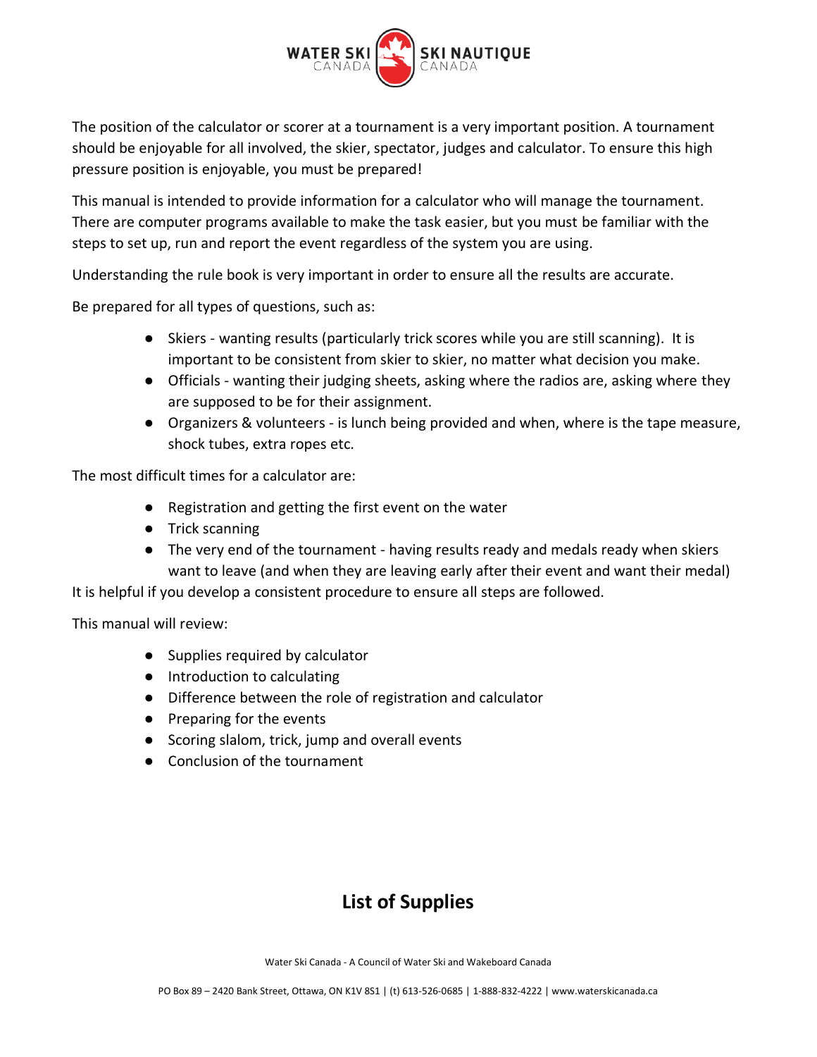The position of the calculator or scorer at a tournament is a very important position. A tournament should be enjoyable for all involved, the skier, spectator, judges and calculator. To ensure this high pressure position is enjoyable, you must be prepared!

This manual is intended to provide information for a calculator who will manage the tournament. There are computer programs available to make the task easier, but you must be familiar with the steps to set up, run and report the event regardless of the system you are using.

Understanding the rule book is very important in order to ensure all the results are accurate.

Be prepared for all types of questions, such as:

- Skiers - wanting results (particularly trick scores while you are still scanning). It is important to be consistent from skier to skier, no matter what decision you make.
- Officials - wanting their judging sheets, asking where the radios are, asking where they are supposed to be for their assignment.
- Organizers & volunteers - is lunch being provided and when, where is the tape measure, shock tubes, extra ropes etc.

The most difficult times for a calculator are:

- Registration and getting the first event on the water
- Trick scanning
- The very end of the tournament - having results ready and medals ready when skiers want to leave (and when they are leaving early after their event and want their medal)

It is helpful if you develop a consistent procedure to ensure all steps are followed.

This manual will review:

- Supplies required by calculator
- Introduction to calculating
- Difference between the role of registration and calculator
- Preparing for the events
- Scoring slalom, trick, jump and overall events
- Conclusion of the tournament

## List of Supplies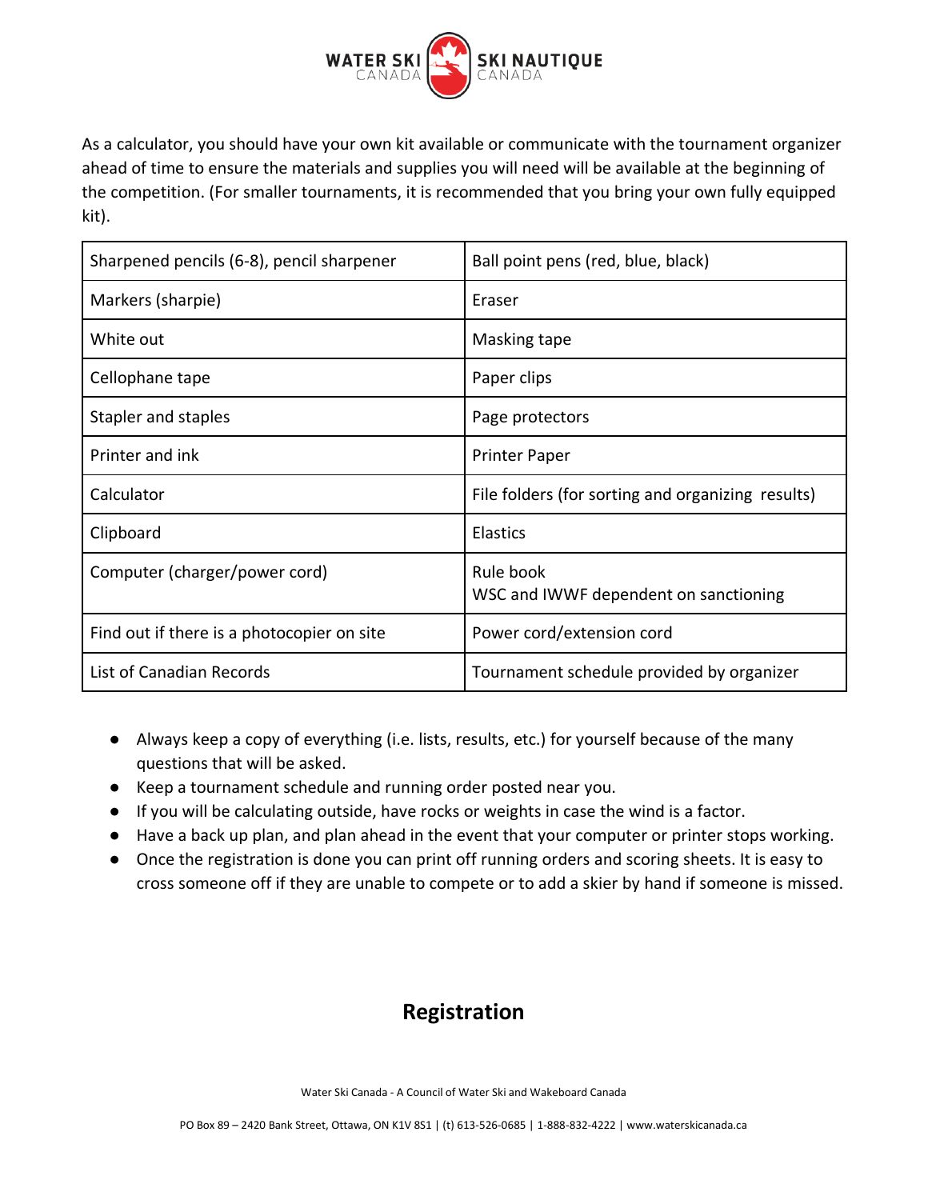As a calculator, you should have your own kit available or communicate with the tournament organizer ahead of time to ensure the materials and supplies you will need will be available at the beginning of the competition. (For smaller tournaments, it is recommended that you bring your own fully equipped kit).

| | |
|---|---|
| Sharpened pencils (6-8), pencil sharpener | Ball point pens (red, blue, black) |
| Markers (sharpie) | Eraser |
| White out | Masking tape |
| Cellophane tape | Paper clips |
| Stapler and staples | Page protectors |
| Printer and ink | Printer Paper |
| Calculator | File folders (for sorting and organizing results) |
| Clipboard | Elastics |
| Computer (charger/power cord) | Rule book<br>WSC and IWWF dependent on sanctioning |
| Find out if there is a photocopier on site | Power cord/extension cord |
| List of Canadian Records | Tournament schedule provided by organizer |

- Always keep a copy of everything (i.e. lists, results, etc.) for yourself because of the many questions that will be asked.
- Keep a tournament schedule and running order posted near you.
- If you will be calculating outside, have rocks or weights in case the wind is a factor.
- Have a back up plan, and plan ahead in the event that your computer or printer stops working.
- Once the registration is done you can print off running orders and scoring sheets. It is easy to cross someone off if they are unable to compete or to add a skier by hand if someone is missed.

## Registration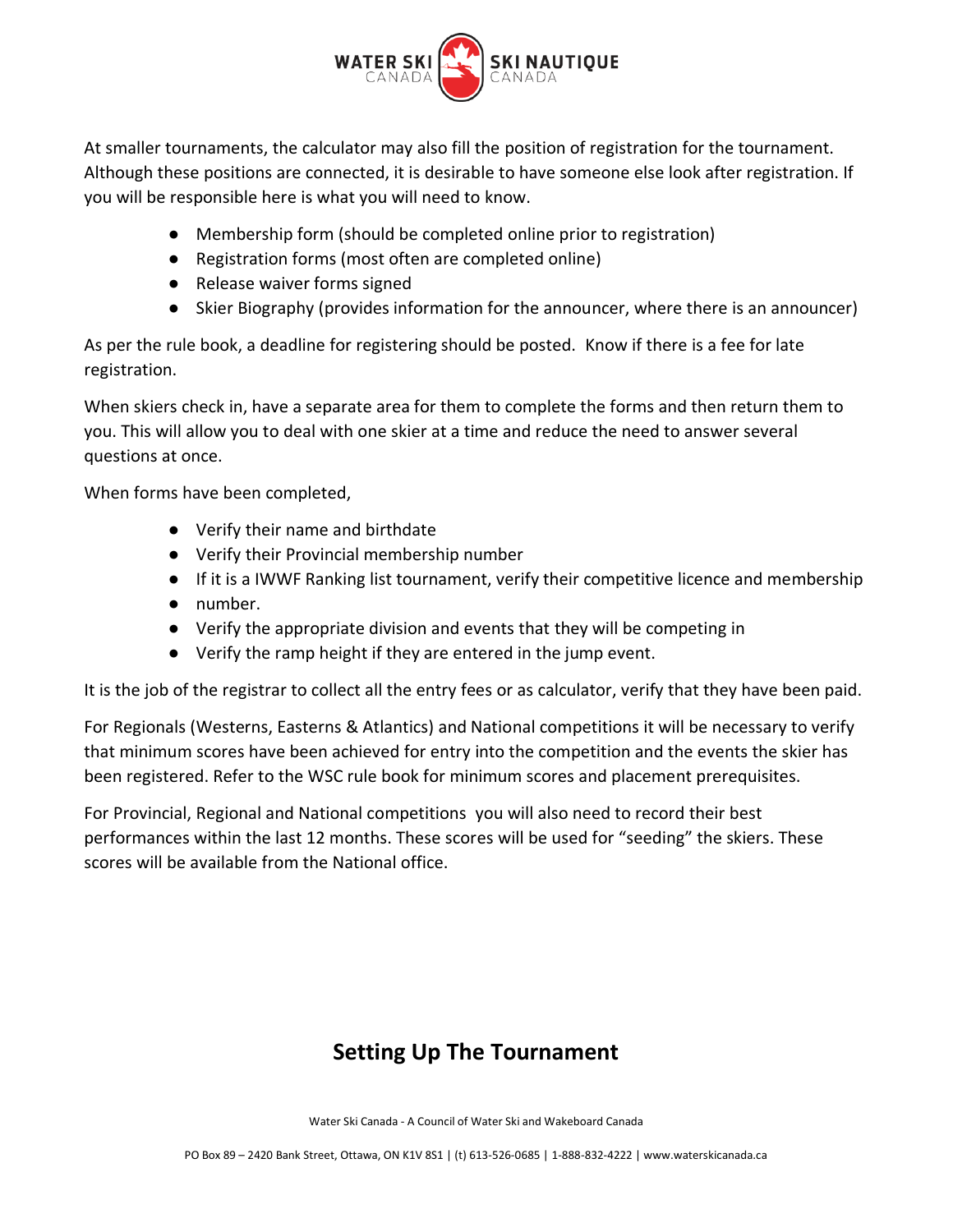At smaller tournaments, the calculator may also fill the position of registration for the tournament. Although these positions are connected, it is desirable to have someone else look after registration. If you will be responsible here is what you will need to know.

- Membership form (should be completed online prior to registration)
- Registration forms (most often are completed online)
- Release waiver forms signed
- Skier Biography (provides information for the announcer, where there is an announcer)

As per the rule book, a deadline for registering should be posted.  Know if there is a fee for late registration.

When skiers check in, have a separate area for them to complete the forms and then return them to you. This will allow you to deal with one skier at a time and reduce the need to answer several questions at once.

When forms have been completed,

- Verify their name and birthdate
- Verify their Provincial membership number
- If it is a IWWF Ranking list tournament, verify their competitive licence and membership
- number.
- Verify the appropriate division and events that they will be competing in
- Verify the ramp height if they are entered in the jump event.

It is the job of the registrar to collect all the entry fees or as calculator, verify that they have been paid.

For Regionals (Westerns, Easterns & Atlantics) and National competitions it will be necessary to verify that minimum scores have been achieved for entry into the competition and the events the skier has been registered. Refer to the WSC rule book for minimum scores and placement prerequisites.

For Provincial, Regional and National competitions  you will also need to record their best performances within the last 12 months. These scores will be used for "seeding" the skiers. These scores will be available from the National office.

## Setting Up The Tournament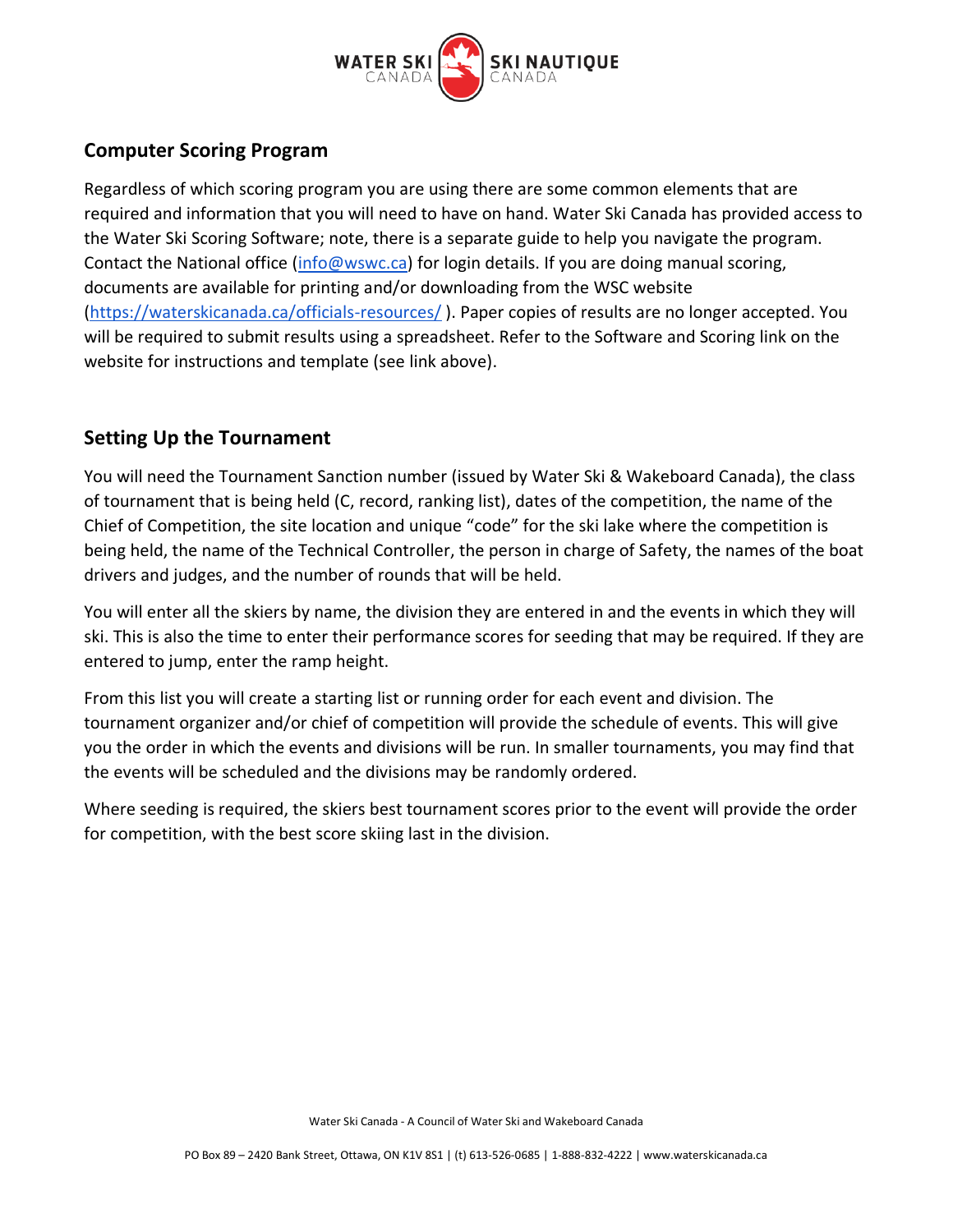## Computer Scoring Program

Regardless of which scoring program you are using there are some common elements that are required and information that you will need to have on hand. Water Ski Canada has provided access to the Water Ski Scoring Software; note, there is a separate guide to help you navigate the program. Contact the National office (info@wswc.ca) for login details. If you are doing manual scoring, documents are available for printing and/or downloading from the WSC website (https://waterskicanada.ca/officials-resources/ ). Paper copies of results are no longer accepted. You will be required to submit results using a spreadsheet. Refer to the Software and Scoring link on the website for instructions and template (see link above).

## Setting Up the Tournament

You will need the Tournament Sanction number (issued by Water Ski & Wakeboard Canada), the class of tournament that is being held (C, record, ranking list), dates of the competition, the name of the Chief of Competition, the site location and unique "code" for the ski lake where the competition is being held, the name of the Technical Controller, the person in charge of Safety, the names of the boat drivers and judges, and the number of rounds that will be held.

You will enter all the skiers by name, the division they are entered in and the events in which they will ski. This is also the time to enter their performance scores for seeding that may be required. If they are entered to jump, enter the ramp height.

From this list you will create a starting list or running order for each event and division. The tournament organizer and/or chief of competition will provide the schedule of events. This will give you the order in which the events and divisions will be run. In smaller tournaments, you may find that the events will be scheduled and the divisions may be randomly ordered.

Where seeding is required, the skiers best tournament scores prior to the event will provide the order for competition, with the best score skiing last in the division.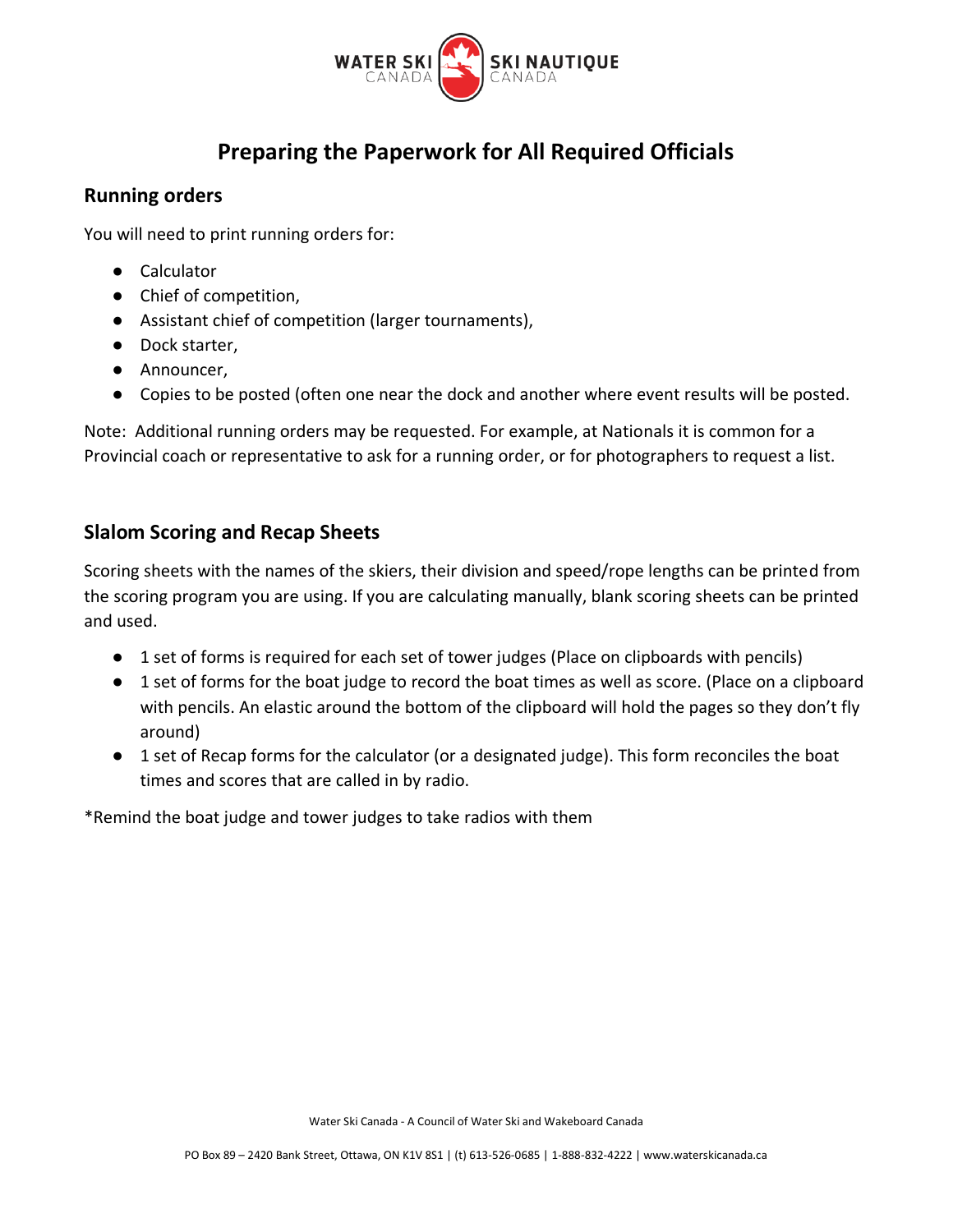# Preparing the Paperwork for All Required Officials

## Running orders

You will need to print running orders for:

- Calculator
- Chief of competition,
- Assistant chief of competition (larger tournaments),
- Dock starter,
- Announcer,
- Copies to be posted (often one near the dock and another where event results will be posted.

Note: Additional running orders may be requested. For example, at Nationals it is common for a Provincial coach or representative to ask for a running order, or for photographers to request a list.

## Slalom Scoring and Recap Sheets

Scoring sheets with the names of the skiers, their division and speed/rope lengths can be printed from the scoring program you are using. If you are calculating manually, blank scoring sheets can be printed and used.

- 1 set of forms is required for each set of tower judges (Place on clipboards with pencils)
- 1 set of forms for the boat judge to record the boat times as well as score. (Place on a clipboard with pencils. An elastic around the bottom of the clipboard will hold the pages so they don't fly around)
- 1 set of Recap forms for the calculator (or a designated judge). This form reconciles the boat times and scores that are called in by radio.

*Remind the boat judge and tower judges to take radios with them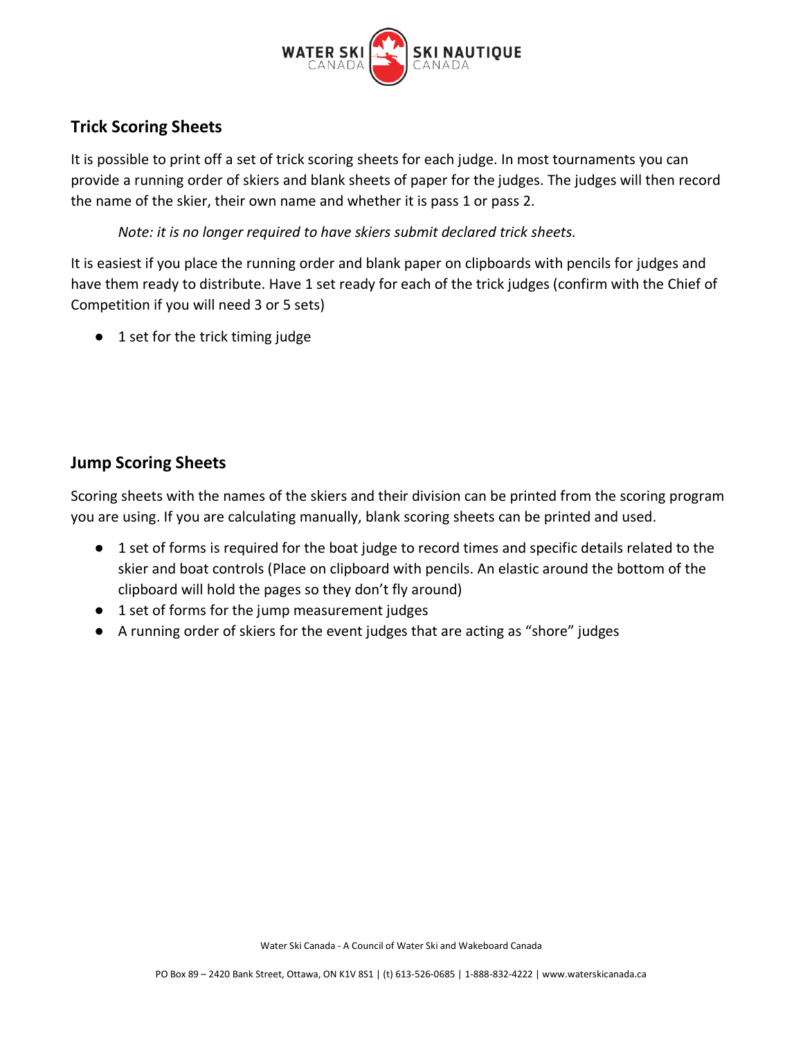## Trick Scoring Sheets

It is possible to print off a set of trick scoring sheets for each judge. In most tournaments you can provide a running order of skiers and blank sheets of paper for the judges. The judges will then record the name of the skier, their own name and whether it is pass 1 or pass 2.

*Note: it is no longer required to have skiers submit declared trick sheets.*

It is easiest if you place the running order and blank paper on clipboards with pencils for judges and have them ready to distribute. Have 1 set ready for each of the trick judges (confirm with the Chief of Competition if you will need 3 or 5 sets)

- 1 set for the trick timing judge

## Jump Scoring Sheets

Scoring sheets with the names of the skiers and their division can be printed from the scoring program you are using. If you are calculating manually, blank scoring sheets can be printed and used.

- 1 set of forms is required for the boat judge to record times and specific details related to the skier and boat controls (Place on clipboard with pencils. An elastic around the bottom of the clipboard will hold the pages so they don't fly around)
- 1 set of forms for the jump measurement judges
- A running order of skiers for the event judges that are acting as "shore" judges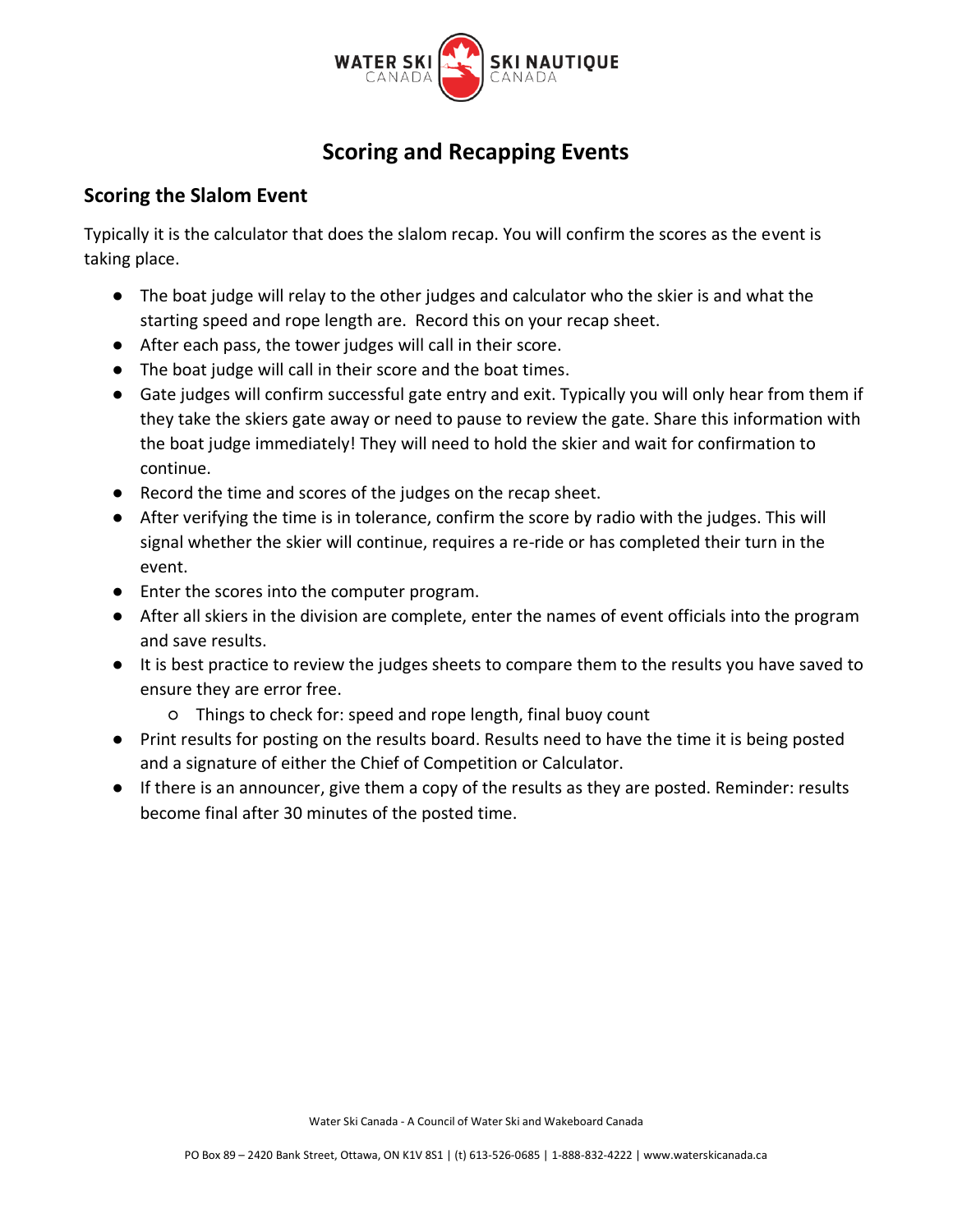# Scoring and Recapping Events

## Scoring the Slalom Event

Typically it is the calculator that does the slalom recap. You will confirm the scores as the event is taking place.

- The boat judge will relay to the other judges and calculator who the skier is and what the starting speed and rope length are. Record this on your recap sheet.
- After each pass, the tower judges will call in their score.
- The boat judge will call in their score and the boat times.
- Gate judges will confirm successful gate entry and exit. Typically you will only hear from them if they take the skiers gate away or need to pause to review the gate. Share this information with the boat judge immediately! They will need to hold the skier and wait for confirmation to continue.
- Record the time and scores of the judges on the recap sheet.
- After verifying the time is in tolerance, confirm the score by radio with the judges. This will signal whether the skier will continue, requires a re-ride or has completed their turn in the event.
- Enter the scores into the computer program.
- After all skiers in the division are complete, enter the names of event officials into the program and save results.
- It is best practice to review the judges sheets to compare them to the results you have saved to ensure they are error free.
  - Things to check for: speed and rope length, final buoy count
- Print results for posting on the results board. Results need to have the time it is being posted and a signature of either the Chief of Competition or Calculator.
- If there is an announcer, give them a copy of the results as they are posted. Reminder: results become final after 30 minutes of the posted time.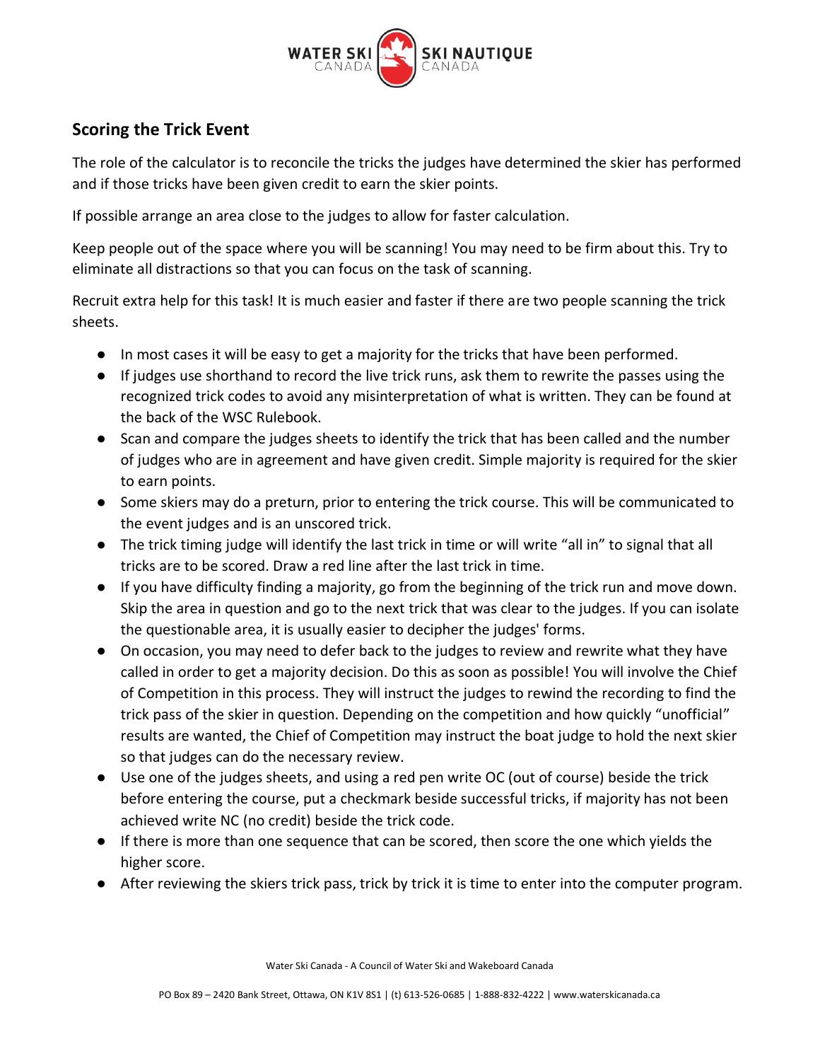## Scoring the Trick Event

The role of the calculator is to reconcile the tricks the judges have determined the skier has performed and if those tricks have been given credit to earn the skier points.

If possible arrange an area close to the judges to allow for faster calculation.

Keep people out of the space where you will be scanning! You may need to be firm about this. Try to eliminate all distractions so that you can focus on the task of scanning.

Recruit extra help for this task! It is much easier and faster if there are two people scanning the trick sheets.

- In most cases it will be easy to get a majority for the tricks that have been performed.
- If judges use shorthand to record the live trick runs, ask them to rewrite the passes using the recognized trick codes to avoid any misinterpretation of what is written. They can be found at the back of the WSC Rulebook.
- Scan and compare the judges sheets to identify the trick that has been called and the number of judges who are in agreement and have given credit. Simple majority is required for the skier to earn points.
- Some skiers may do a preturn, prior to entering the trick course. This will be communicated to the event judges and is an unscored trick.
- The trick timing judge will identify the last trick in time or will write "all in" to signal that all tricks are to be scored. Draw a red line after the last trick in time.
- If you have difficulty finding a majority, go from the beginning of the trick run and move down. Skip the area in question and go to the next trick that was clear to the judges. If you can isolate the questionable area, it is usually easier to decipher the judges' forms.
- On occasion, you may need to defer back to the judges to review and rewrite what they have called in order to get a majority decision. Do this as soon as possible! You will involve the Chief of Competition in this process. They will instruct the judges to rewind the recording to find the trick pass of the skier in question. Depending on the competition and how quickly "unofficial" results are wanted, the Chief of Competition may instruct the boat judge to hold the next skier so that judges can do the necessary review.
- Use one of the judges sheets, and using a red pen write OC (out of course) beside the trick before entering the course, put a checkmark beside successful tricks, if majority has not been achieved write NC (no credit) beside the trick code.
- If there is more than one sequence that can be scored, then score the one which yields the higher score.
- After reviewing the skiers trick pass, trick by trick it is time to enter into the computer program.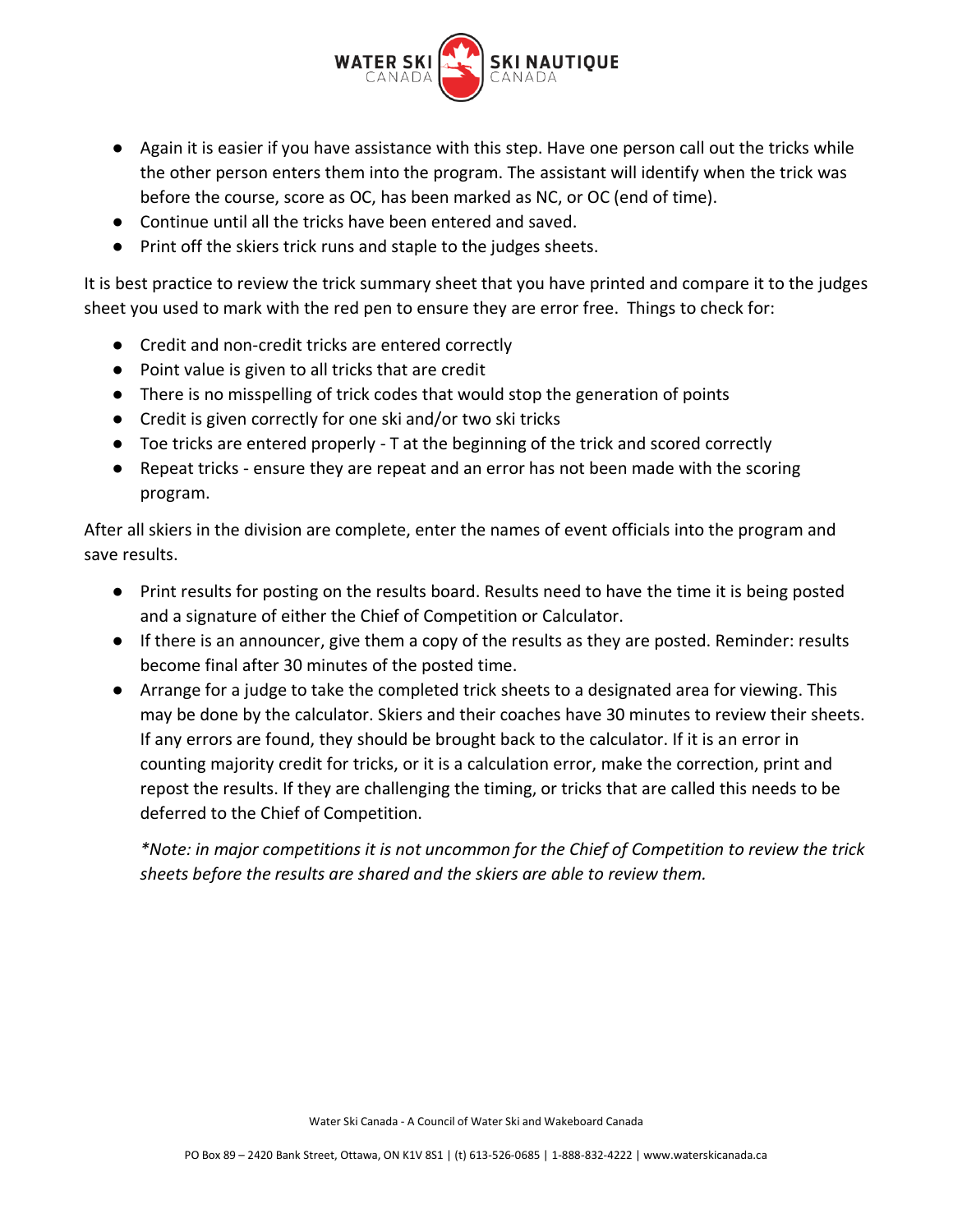- Again it is easier if you have assistance with this step. Have one person call out the tricks while the other person enters them into the program. The assistant will identify when the trick was before the course, score as OC, has been marked as NC, or OC (end of time).
- Continue until all the tricks have been entered and saved.
- Print off the skiers trick runs and staple to the judges sheets.

It is best practice to review the trick summary sheet that you have printed and compare it to the judges sheet you used to mark with the red pen to ensure they are error free. Things to check for:

- Credit and non-credit tricks are entered correctly
- Point value is given to all tricks that are credit
- There is no misspelling of trick codes that would stop the generation of points
- Credit is given correctly for one ski and/or two ski tricks
- Toe tricks are entered properly - T at the beginning of the trick and scored correctly
- Repeat tricks - ensure they are repeat and an error has not been made with the scoring program.

After all skiers in the division are complete, enter the names of event officials into the program and save results.

- Print results for posting on the results board. Results need to have the time it is being posted and a signature of either the Chief of Competition or Calculator.
- If there is an announcer, give them a copy of the results as they are posted. Reminder: results become final after 30 minutes of the posted time.
- Arrange for a judge to take the completed trick sheets to a designated area for viewing. This may be done by the calculator. Skiers and their coaches have 30 minutes to review their sheets. If any errors are found, they should be brought back to the calculator. If it is an error in counting majority credit for tricks, or it is a calculation error, make the correction, print and repost the results. If they are challenging the timing, or tricks that are called this needs to be deferred to the Chief of Competition.

  *\*Note: in major competitions it is not uncommon for the Chief of Competition to review the trick sheets before the results are shared and the skiers are able to review them.*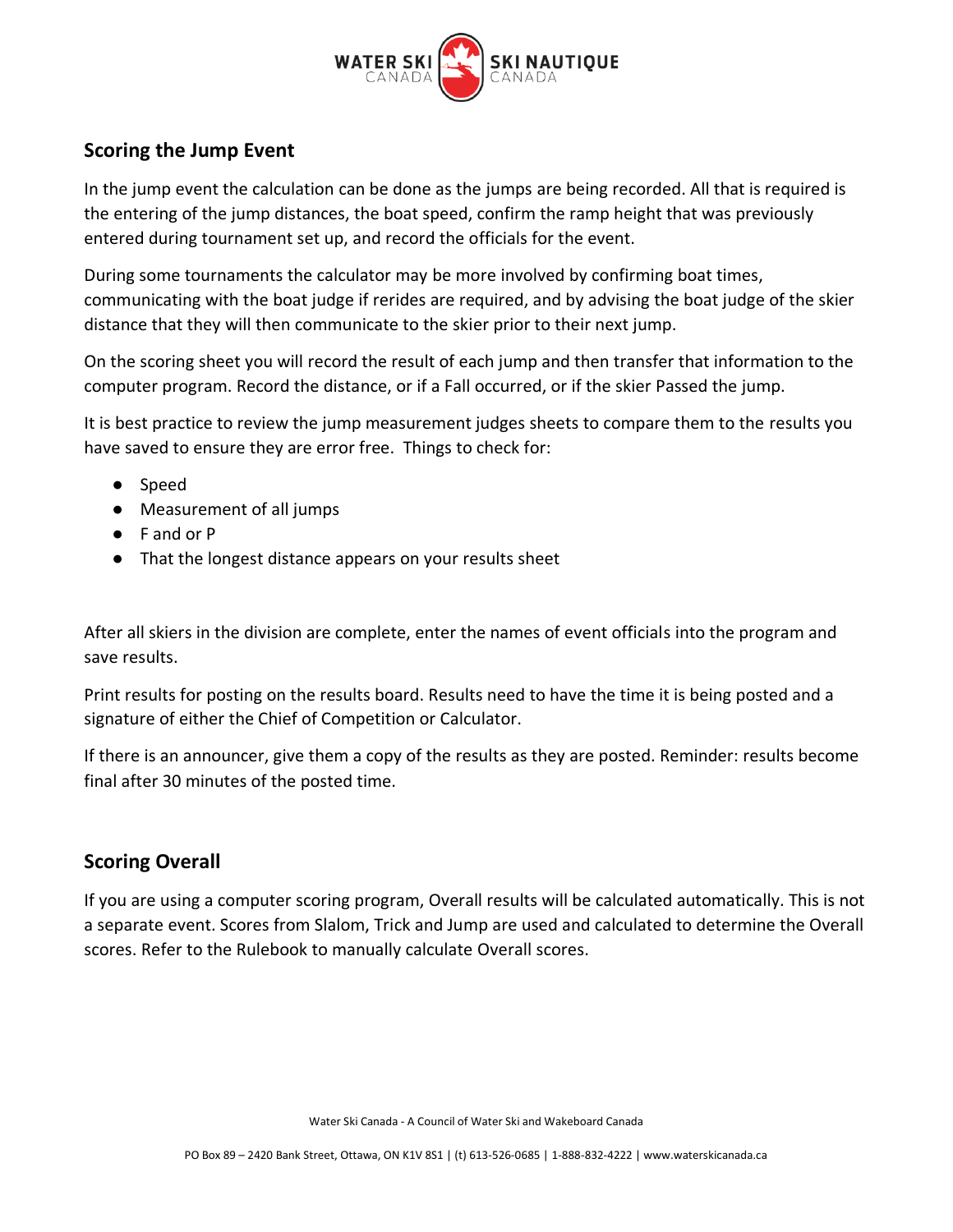## Scoring the Jump Event

In the jump event the calculation can be done as the jumps are being recorded. All that is required is the entering of the jump distances, the boat speed, confirm the ramp height that was previously entered during tournament set up, and record the officials for the event.

During some tournaments the calculator may be more involved by confirming boat times, communicating with the boat judge if rerides are required, and by advising the boat judge of the skier distance that they will then communicate to the skier prior to their next jump.

On the scoring sheet you will record the result of each jump and then transfer that information to the computer program. Record the distance, or if a Fall occurred, or if the skier Passed the jump.

It is best practice to review the jump measurement judges sheets to compare them to the results you have saved to ensure they are error free. Things to check for:

- Speed
- Measurement of all jumps
- F and or P
- That the longest distance appears on your results sheet

After all skiers in the division are complete, enter the names of event officials into the program and save results.

Print results for posting on the results board. Results need to have the time it is being posted and a signature of either the Chief of Competition or Calculator.

If there is an announcer, give them a copy of the results as they are posted. Reminder: results become final after 30 minutes of the posted time.

## Scoring Overall

If you are using a computer scoring program, Overall results will be calculated automatically. This is not a separate event. Scores from Slalom, Trick and Jump are used and calculated to determine the Overall scores. Refer to the Rulebook to manually calculate Overall scores.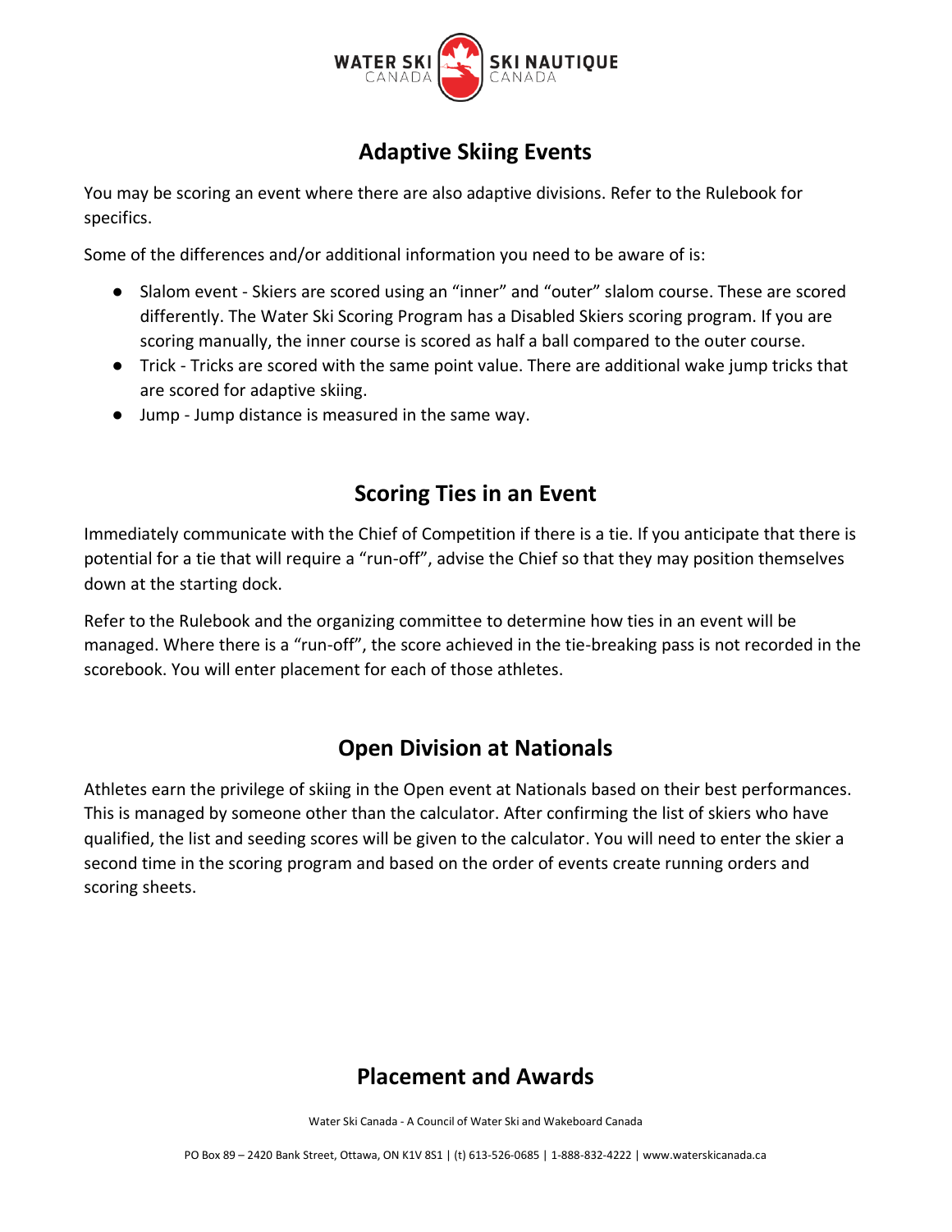## Adaptive Skiing Events

You may be scoring an event where there are also adaptive divisions. Refer to the Rulebook for specifics.

Some of the differences and/or additional information you need to be aware of is:

- Slalom event - Skiers are scored using an "inner" and "outer" slalom course. These are scored differently. The Water Ski Scoring Program has a Disabled Skiers scoring program. If you are scoring manually, the inner course is scored as half a ball compared to the outer course.
- Trick - Tricks are scored with the same point value. There are additional wake jump tricks that are scored for adaptive skiing.
- Jump - Jump distance is measured in the same way.

## Scoring Ties in an Event

Immediately communicate with the Chief of Competition if there is a tie. If you anticipate that there is potential for a tie that will require a "run-off", advise the Chief so that they may position themselves down at the starting dock.

Refer to the Rulebook and the organizing committee to determine how ties in an event will be managed. Where there is a "run-off", the score achieved in the tie-breaking pass is not recorded in the scorebook. You will enter placement for each of those athletes.

## Open Division at Nationals

Athletes earn the privilege of skiing in the Open event at Nationals based on their best performances. This is managed by someone other than the calculator. After confirming the list of skiers who have qualified, the list and seeding scores will be given to the calculator. You will need to enter the skier a second time in the scoring program and based on the order of events create running orders and scoring sheets.

## Placement and Awards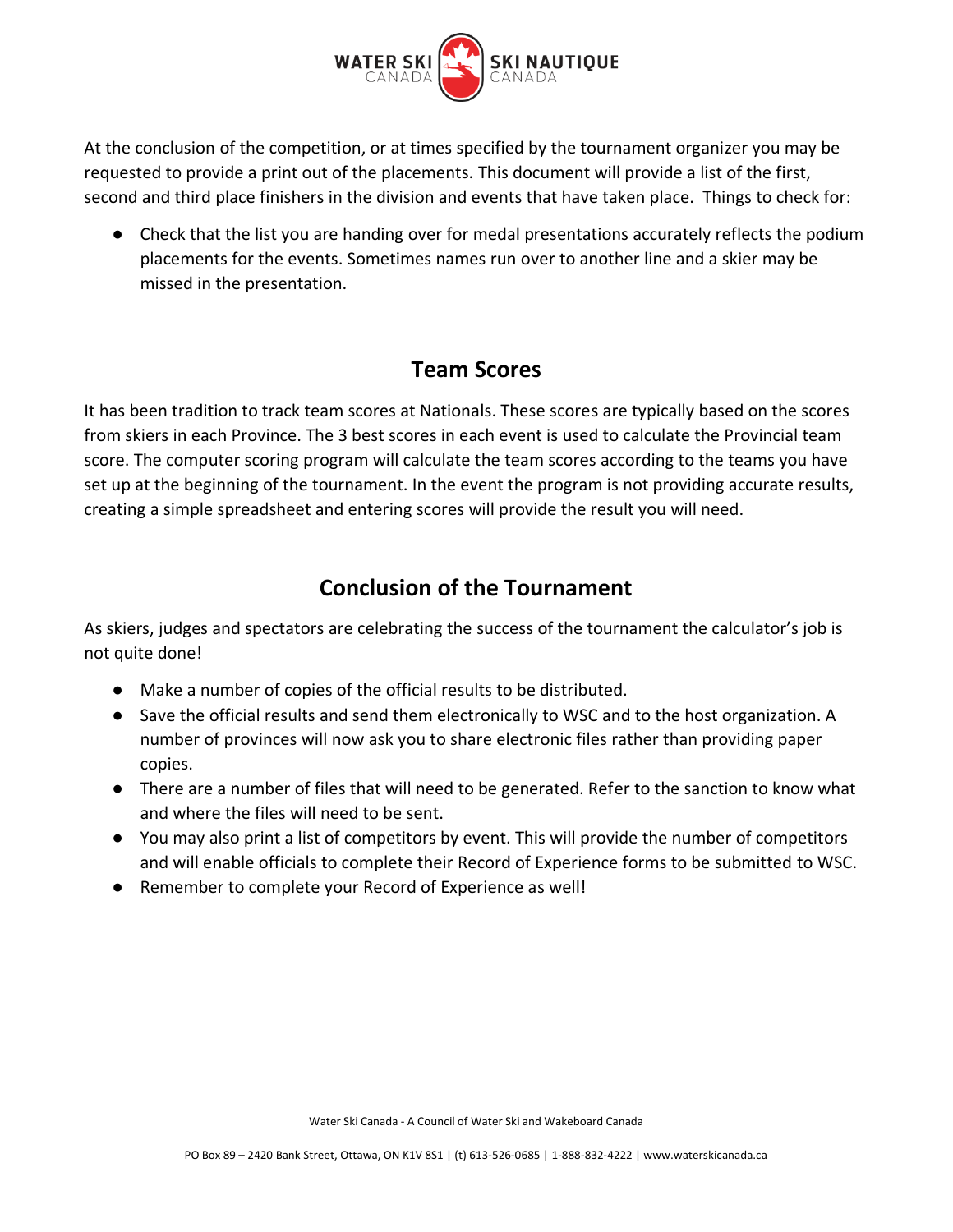At the conclusion of the competition, or at times specified by the tournament organizer you may be requested to provide a print out of the placements. This document will provide a list of the first, second and third place finishers in the division and events that have taken place. Things to check for:

- Check that the list you are handing over for medal presentations accurately reflects the podium placements for the events. Sometimes names run over to another line and a skier may be missed in the presentation.

## Team Scores

It has been tradition to track team scores at Nationals. These scores are typically based on the scores from skiers in each Province. The 3 best scores in each event is used to calculate the Provincial team score. The computer scoring program will calculate the team scores according to the teams you have set up at the beginning of the tournament. In the event the program is not providing accurate results, creating a simple spreadsheet and entering scores will provide the result you will need.

## Conclusion of the Tournament

As skiers, judges and spectators are celebrating the success of the tournament the calculator's job is not quite done!

- Make a number of copies of the official results to be distributed.
- Save the official results and send them electronically to WSC and to the host organization. A number of provinces will now ask you to share electronic files rather than providing paper copies.
- There are a number of files that will need to be generated. Refer to the sanction to know what and where the files will need to be sent.
- You may also print a list of competitors by event. This will provide the number of competitors and will enable officials to complete their Record of Experience forms to be submitted to WSC.
- Remember to complete your Record of Experience as well!